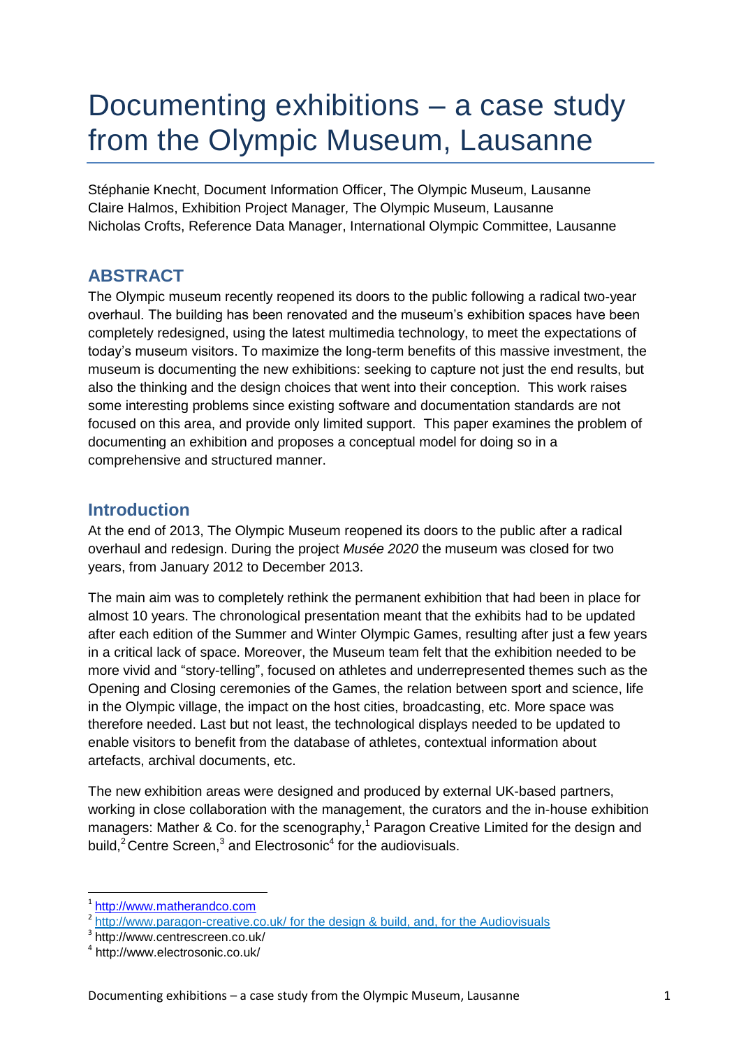# Documenting exhibitions – a case study from the Olympic Museum, Lausanne

Stéphanie Knecht, Document Information Officer, The Olympic Museum, Lausanne
Claire Halmos, Exhibition Project Manager, The Olympic Museum, Lausanne
Nicholas Crofts, Reference Data Manager, International Olympic Committee, Lausanne

## ABSTRACT

The Olympic museum recently reopened its doors to the public following a radical two-year overhaul. The building has been renovated and the museum's exhibition spaces have been completely redesigned, using the latest multimedia technology, to meet the expectations of today's museum visitors. To maximize the long-term benefits of this massive investment, the museum is documenting the new exhibitions: seeking to capture not just the end results, but also the thinking and the design choices that went into their conception. This work raises some interesting problems since existing software and documentation standards are not focused on this area, and provide only limited support. This paper examines the problem of documenting an exhibition and proposes a conceptual model for doing so in a comprehensive and structured manner.

## Introduction

At the end of 2013, The Olympic Museum reopened its doors to the public after a radical overhaul and redesign. During the project *Musée 2020* the museum was closed for two years, from January 2012 to December 2013.

The main aim was to completely rethink the permanent exhibition that had been in place for almost 10 years. The chronological presentation meant that the exhibits had to be updated after each edition of the Summer and Winter Olympic Games, resulting after just a few years in a critical lack of space. Moreover, the Museum team felt that the exhibition needed to be more vivid and "story-telling", focused on athletes and underrepresented themes such as the Opening and Closing ceremonies of the Games, the relation between sport and science, life in the Olympic village, the impact on the host cities, broadcasting, etc. More space was therefore needed. Last but not least, the technological displays needed to be updated to enable visitors to benefit from the database of athletes, contextual information about artefacts, archival documents, etc.

The new exhibition areas were designed and produced by external UK-based partners, working in close collaboration with the management, the curators and the in-house exhibition managers: Mather & Co. for the scenography,[1] Paragon Creative Limited for the design and build,[2] Centre Screen,[3] and Electrosonic[4] for the audiovisuals.

[1] http://www.matherandco.com

[2] http://www.paragon-creative.co.uk/ for the design & build, and, for the Audiovisuals

[3] http://www.centrescreen.co.uk/

[4] http://www.electrosonic.co.uk/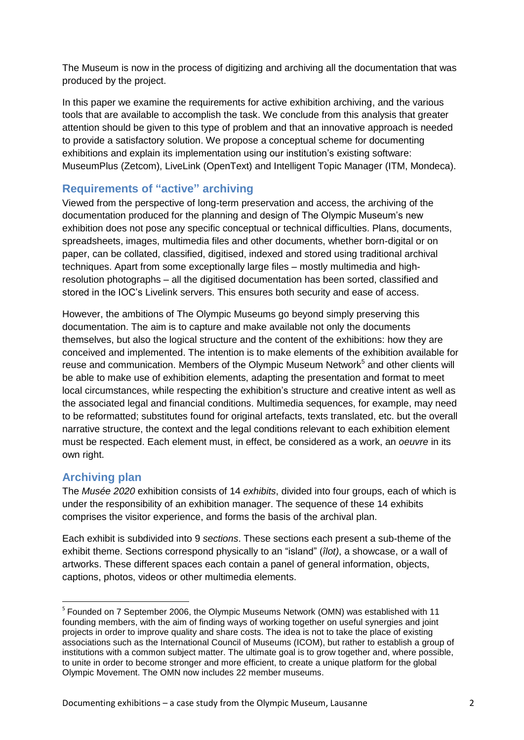The Museum is now in the process of digitizing and archiving all the documentation that was produced by the project.

In this paper we examine the requirements for active exhibition archiving, and the various tools that are available to accomplish the task. We conclude from this analysis that greater attention should be given to this type of problem and that an innovative approach is needed to provide a satisfactory solution. We propose a conceptual scheme for documenting exhibitions and explain its implementation using our institution's existing software: MuseumPlus (Zetcom), LiveLink (OpenText) and Intelligent Topic Manager (ITM, Mondeca).

## Requirements of "active" archiving

Viewed from the perspective of long-term preservation and access, the archiving of the documentation produced for the planning and design of The Olympic Museum's new exhibition does not pose any specific conceptual or technical difficulties. Plans, documents, spreadsheets, images, multimedia files and other documents, whether born-digital or on paper, can be collated, classified, digitised, indexed and stored using traditional archival techniques. Apart from some exceptionally large files – mostly multimedia and high-resolution photographs – all the digitised documentation has been sorted, classified and stored in the IOC's Livelink servers. This ensures both security and ease of access.

However, the ambitions of The Olympic Museums go beyond simply preserving this documentation. The aim is to capture and make available not only the documents themselves, but also the logical structure and the content of the exhibitions: how they are conceived and implemented. The intention is to make elements of the exhibition available for reuse and communication. Members of the Olympic Museum Network[5] and other clients will be able to make use of exhibition elements, adapting the presentation and format to meet local circumstances, while respecting the exhibition's structure and creative intent as well as the associated legal and financial conditions. Multimedia sequences, for example, may need to be reformatted; substitutes found for original artefacts, texts translated, etc. but the overall narrative structure, the context and the legal conditions relevant to each exhibition element must be respected. Each element must, in effect, be considered as a work, an *oeuvre* in its own right.

## Archiving plan

The *Musée 2020* exhibition consists of 14 *exhibits*, divided into four groups, each of which is under the responsibility of an exhibition manager. The sequence of these 14 exhibits comprises the visitor experience, and forms the basis of the archival plan.

Each exhibit is subdivided into 9 *sections*. These sections each present a sub-theme of the exhibit theme. Sections correspond physically to an "island" (*îlot)*, a showcase, or a wall of artworks. These different spaces each contain a panel of general information, objects, captions, photos, videos or other multimedia elements.

---

[5] Founded on 7 September 2006, the Olympic Museums Network (OMN) was established with 11 founding members, with the aim of finding ways of working together on useful synergies and joint projects in order to improve quality and share costs. The idea is not to take the place of existing associations such as the International Council of Museums (ICOM), but rather to establish a group of institutions with a common subject matter. The ultimate goal is to grow together and, where possible, to unite in order to become stronger and more efficient, to create a unique platform for the global Olympic Movement. The OMN now includes 22 member museums.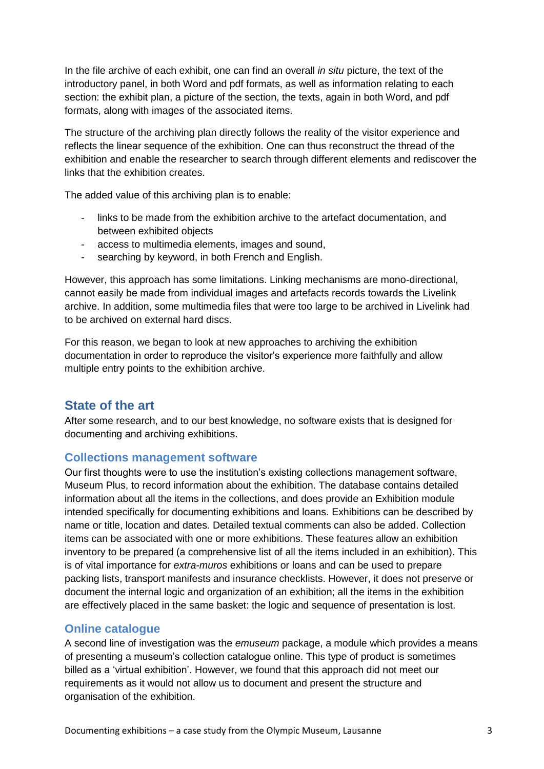In the file archive of each exhibit, one can find an overall *in situ* picture, the text of the introductory panel, in both Word and pdf formats, as well as information relating to each section: the exhibit plan, a picture of the section, the texts, again in both Word, and pdf formats, along with images of the associated items.

The structure of the archiving plan directly follows the reality of the visitor experience and reflects the linear sequence of the exhibition. One can thus reconstruct the thread of the exhibition and enable the researcher to search through different elements and rediscover the links that the exhibition creates.

The added value of this archiving plan is to enable:

- links to be made from the exhibition archive to the artefact documentation, and between exhibited objects
- access to multimedia elements, images and sound,
- searching by keyword, in both French and English.

However, this approach has some limitations. Linking mechanisms are mono-directional, cannot easily be made from individual images and artefacts records towards the Livelink archive. In addition, some multimedia files that were too large to be archived in Livelink had to be archived on external hard discs.

For this reason, we began to look at new approaches to archiving the exhibition documentation in order to reproduce the visitor's experience more faithfully and allow multiple entry points to the exhibition archive.

## State of the art

After some research, and to our best knowledge, no software exists that is designed for documenting and archiving exhibitions.

### Collections management software

Our first thoughts were to use the institution's existing collections management software, Museum Plus, to record information about the exhibition. The database contains detailed information about all the items in the collections, and does provide an Exhibition module intended specifically for documenting exhibitions and loans. Exhibitions can be described by name or title, location and dates. Detailed textual comments can also be added. Collection items can be associated with one or more exhibitions. These features allow an exhibition inventory to be prepared (a comprehensive list of all the items included in an exhibition). This is of vital importance for *extra-muros* exhibitions or loans and can be used to prepare packing lists, transport manifests and insurance checklists. However, it does not preserve or document the internal logic and organization of an exhibition; all the items in the exhibition are effectively placed in the same basket: the logic and sequence of presentation is lost.

### Online catalogue

A second line of investigation was the *emuseum* package, a module which provides a means of presenting a museum's collection catalogue online. This type of product is sometimes billed as a 'virtual exhibition'. However, we found that this approach did not meet our requirements as it would not allow us to document and present the structure and organisation of the exhibition.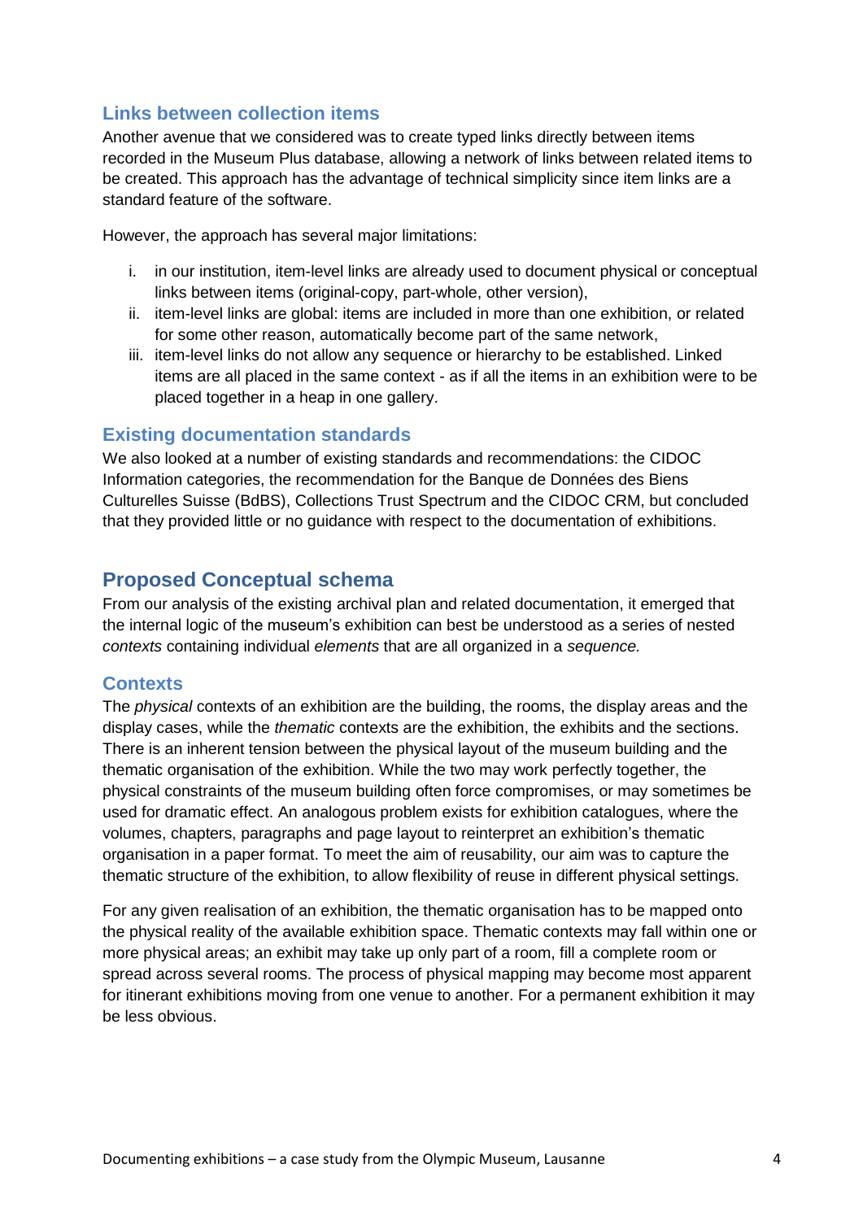### Links between collection items

Another avenue that we considered was to create typed links directly between items recorded in the Museum Plus database, allowing a network of links between related items to be created. This approach has the advantage of technical simplicity since item links are a standard feature of the software.

However, the approach has several major limitations:

i. in our institution, item-level links are already used to document physical or conceptual links between items (original-copy, part-whole, other version),
ii. item-level links are global: items are included in more than one exhibition, or related for some other reason, automatically become part of the same network,
iii. item-level links do not allow any sequence or hierarchy to be established. Linked items are all placed in the same context - as if all the items in an exhibition were to be placed together in a heap in one gallery.

### Existing documentation standards

We also looked at a number of existing standards and recommendations: the CIDOC Information categories, the recommendation for the Banque de Données des Biens Culturelles Suisse (BdBS), Collections Trust Spectrum and the CIDOC CRM, but concluded that they provided little or no guidance with respect to the documentation of exhibitions.

## Proposed Conceptual schema

From our analysis of the existing archival plan and related documentation, it emerged that the internal logic of the museum's exhibition can best be understood as a series of nested *contexts* containing individual *elements* that are all organized in a *sequence.*

### Contexts

The *physical* contexts of an exhibition are the building, the rooms, the display areas and the display cases, while the *thematic* contexts are the exhibition, the exhibits and the sections. There is an inherent tension between the physical layout of the museum building and the thematic organisation of the exhibition. While the two may work perfectly together, the physical constraints of the museum building often force compromises, or may sometimes be used for dramatic effect. An analogous problem exists for exhibition catalogues, where the volumes, chapters, paragraphs and page layout to reinterpret an exhibition's thematic organisation in a paper format. To meet the aim of reusability, our aim was to capture the thematic structure of the exhibition, to allow flexibility of reuse in different physical settings.

For any given realisation of an exhibition, the thematic organisation has to be mapped onto the physical reality of the available exhibition space. Thematic contexts may fall within one or more physical areas; an exhibit may take up only part of a room, fill a complete room or spread across several rooms. The process of physical mapping may become most apparent for itinerant exhibitions moving from one venue to another. For a permanent exhibition it may be less obvious.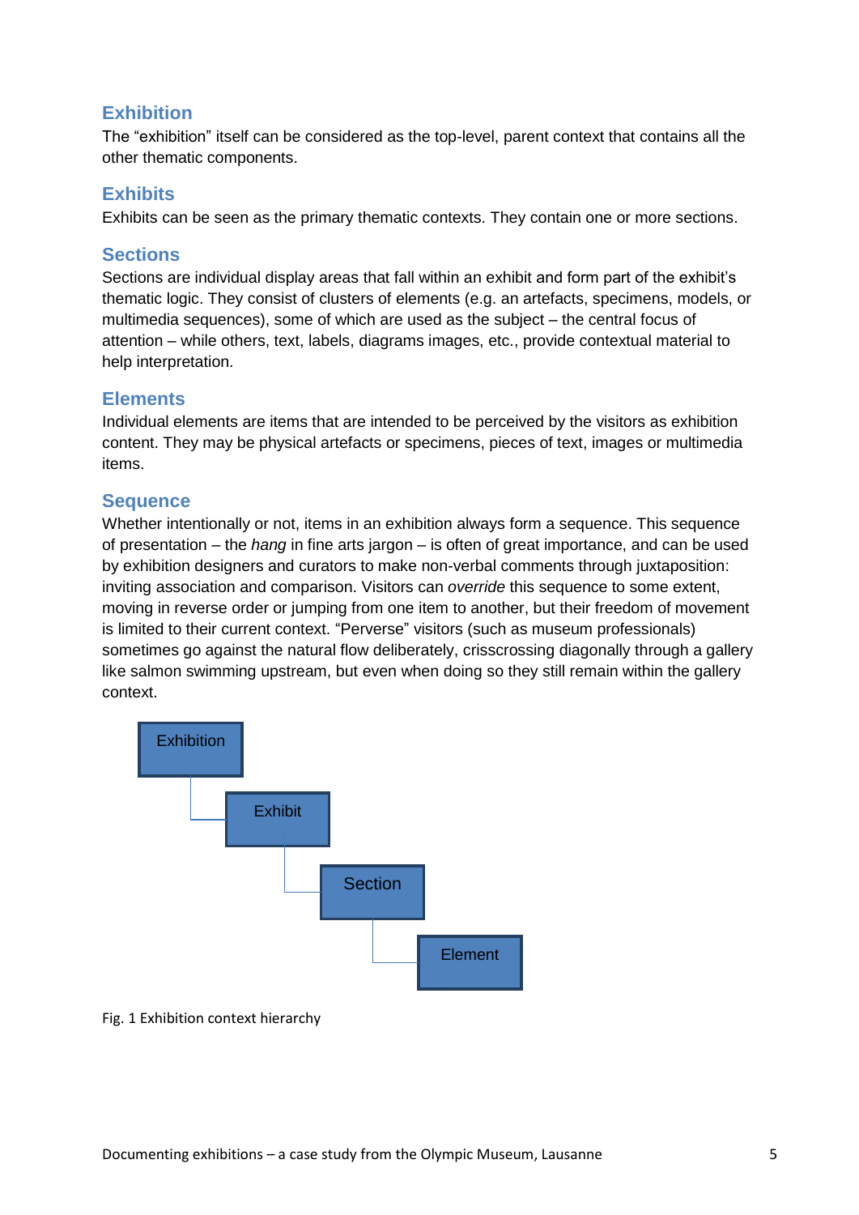## Exhibition

The "exhibition" itself can be considered as the top-level, parent context that contains all the other thematic components.

## Exhibits

Exhibits can be seen as the primary thematic contexts. They contain one or more sections.

## Sections

Sections are individual display areas that fall within an exhibit and form part of the exhibit's thematic logic. They consist of clusters of elements (e.g. an artefacts, specimens, models, or multimedia sequences), some of which are used as the subject – the central focus of attention – while others, text, labels, diagrams images, etc., provide contextual material to help interpretation.

## Elements

Individual elements are items that are intended to be perceived by the visitors as exhibition content. They may be physical artefacts or specimens, pieces of text, images or multimedia items.

## Sequence

Whether intentionally or not, items in an exhibition always form a sequence. This sequence of presentation – the *hang* in fine arts jargon – is often of great importance, and can be used by exhibition designers and curators to make non-verbal comments through juxtaposition: inviting association and comparison. Visitors can *override* this sequence to some extent, moving in reverse order or jumping from one item to another, but their freedom of movement is limited to their current context. "Perverse" visitors (such as museum professionals) sometimes go against the natural flow deliberately, crisscrossing diagonally through a gallery like salmon swimming upstream, but even when doing so they still remain within the gallery context.

Exhibition
Exhibit
Section
Element

Fig. 1 Exhibition context hierarchy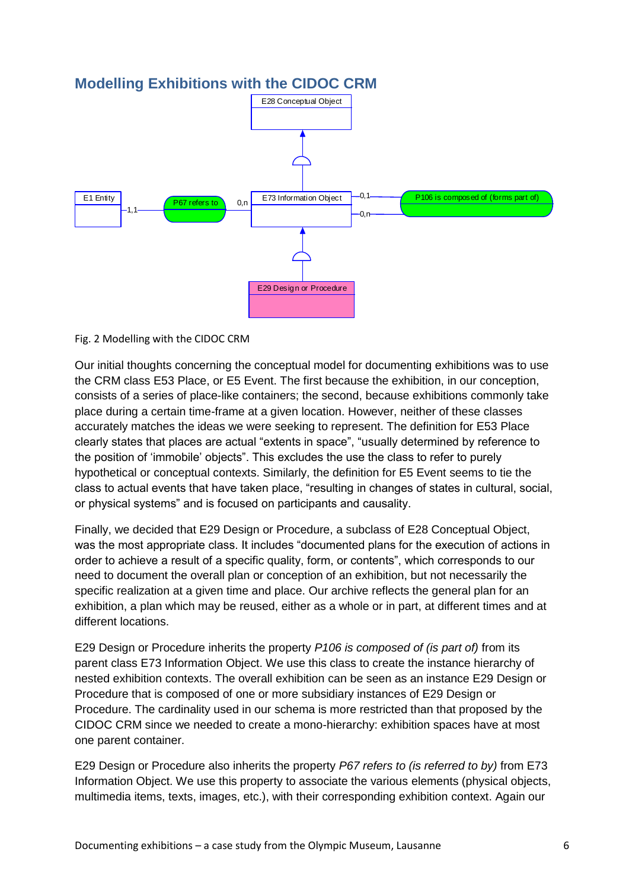## Modelling Exhibitions with the CIDOC CRM

Fig. 2 Modelling with the CIDOC CRM

Our initial thoughts concerning the conceptual model for documenting exhibitions was to use the CRM class E53 Place, or E5 Event. The first because the exhibition, in our conception, consists of a series of place-like containers; the second, because exhibitions commonly take place during a certain time-frame at a given location. However, neither of these classes accurately matches the ideas we were seeking to represent. The definition for E53 Place clearly states that places are actual "extents in space", "usually determined by reference to the position of 'immobile' objects". This excludes the use the class to refer to purely hypothetical or conceptual contexts. Similarly, the definition for E5 Event seems to tie the class to actual events that have taken place, "resulting in changes of states in cultural, social, or physical systems" and is focused on participants and causality.

Finally, we decided that E29 Design or Procedure, a subclass of E28 Conceptual Object, was the most appropriate class. It includes "documented plans for the execution of actions in order to achieve a result of a specific quality, form, or contents", which corresponds to our need to document the overall plan or conception of an exhibition, but not necessarily the specific realization at a given time and place. Our archive reflects the general plan for an exhibition, a plan which may be reused, either as a whole or in part, at different times and at different locations.

E29 Design or Procedure inherits the property *P106 is composed of (is part of)* from its parent class E73 Information Object. We use this class to create the instance hierarchy of nested exhibition contexts. The overall exhibition can be seen as an instance E29 Design or Procedure that is composed of one or more subsidiary instances of E29 Design or Procedure. The cardinality used in our schema is more restricted than that proposed by the CIDOC CRM since we needed to create a mono-hierarchy: exhibition spaces have at most one parent container.

E29 Design or Procedure also inherits the property *P67 refers to (is referred to by)* from E73 Information Object. We use this property to associate the various elements (physical objects, multimedia items, texts, images, etc.), with their corresponding exhibition context. Again our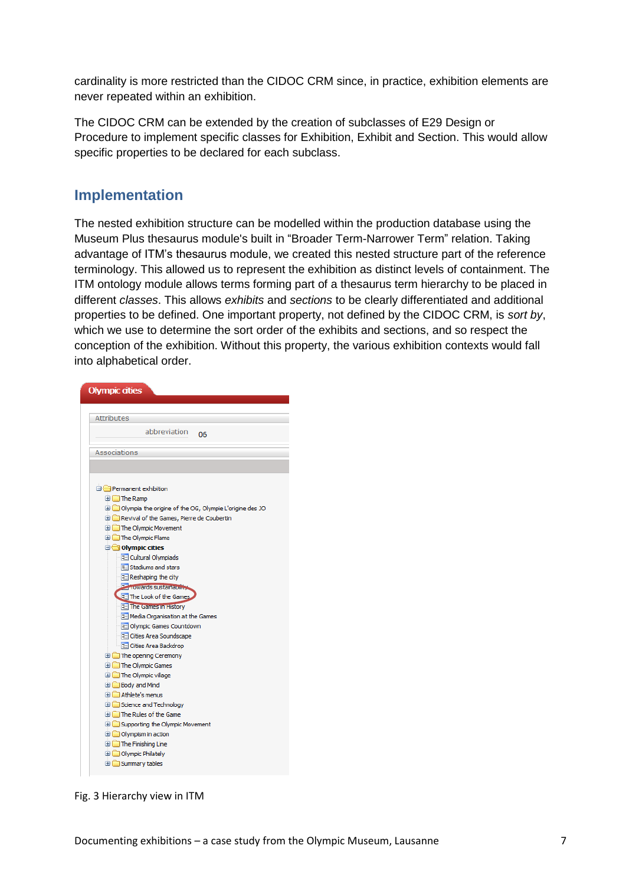cardinality is more restricted than the CIDOC CRM since, in practice, exhibition elements are never repeated within an exhibition.

The CIDOC CRM can be extended by the creation of subclasses of E29 Design or Procedure to implement specific classes for Exhibition, Exhibit and Section. This would allow specific properties to be declared for each subclass.

## Implementation

The nested exhibition structure can be modelled within the production database using the Museum Plus thesaurus module's built in "Broader Term-Narrower Term" relation. Taking advantage of ITM's thesaurus module, we created this nested structure part of the reference terminology. This allowed us to represent the exhibition as distinct levels of containment. The ITM ontology module allows terms forming part of a thesaurus term hierarchy to be placed in different *classes*. This allows *exhibits* and *sections* to be clearly differentiated and additional properties to be defined. One important property, not defined by the CIDOC CRM, is *sort by*, which we use to determine the sort order of the exhibits and sections, and so respect the conception of the exhibition. Without this property, the various exhibition contexts would fall into alphabetical order.

Fig. 3 Hierarchy view in ITM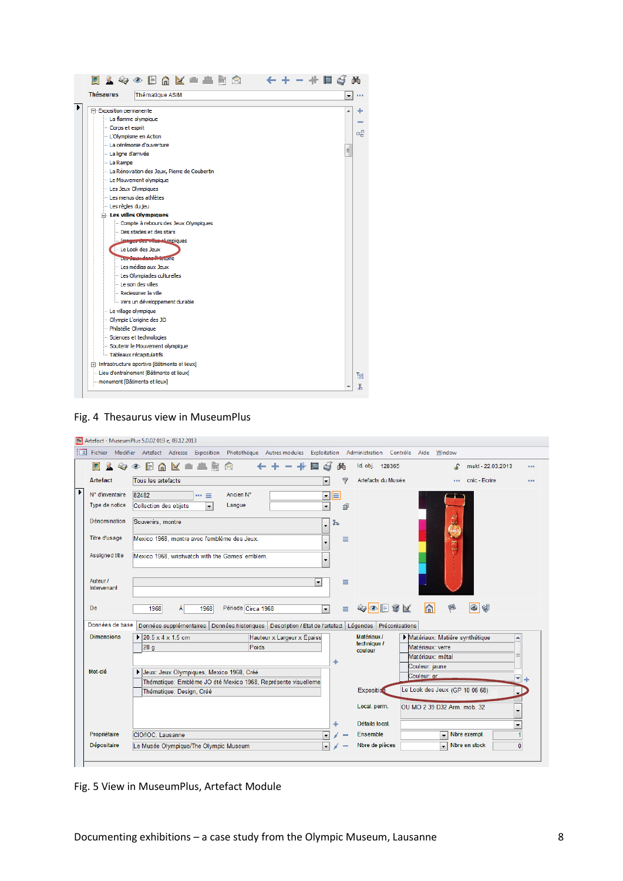Fig. 4 Thesaurus view in MuseumPlus

Fig. 5 View in MuseumPlus, Artefact Module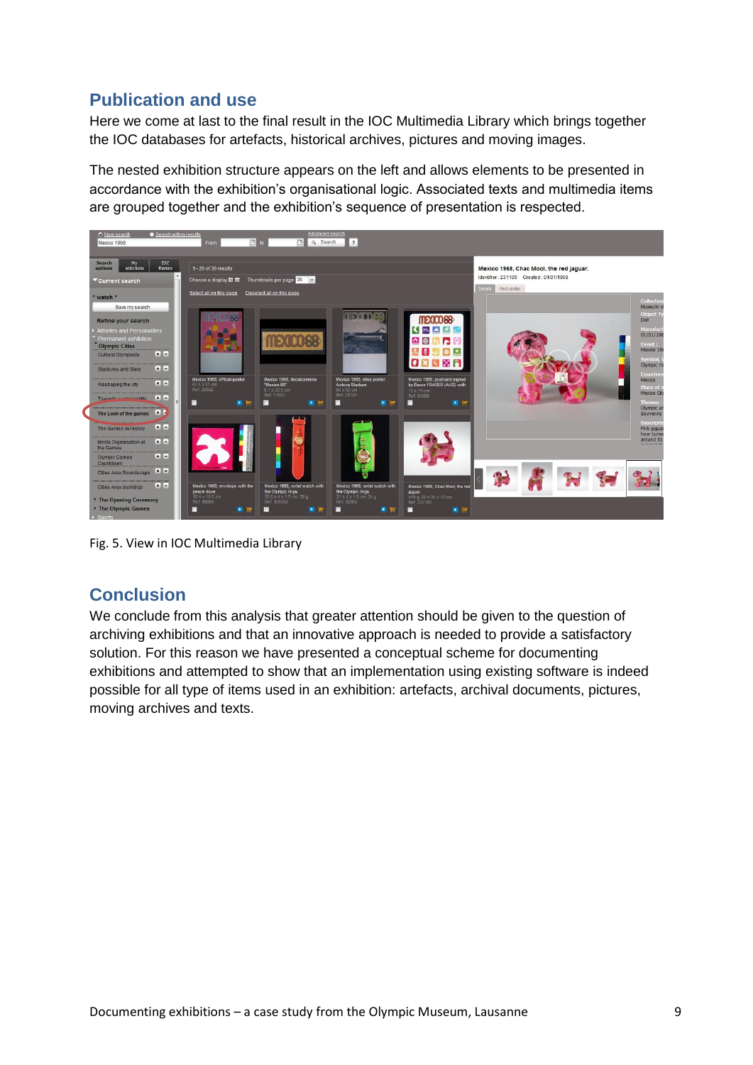## Publication and use

Here we come at last to the final result in the IOC Multimedia Library which brings together the IOC databases for artefacts, historical archives, pictures and moving images.

The nested exhibition structure appears on the left and allows elements to be presented in accordance with the exhibition's organisational logic. Associated texts and multimedia items are grouped together and the exhibition's sequence of presentation is respected.

Fig. 5. View in IOC Multimedia Library

## Conclusion

We conclude from this analysis that greater attention should be given to the question of archiving exhibitions and that an innovative approach is needed to provide a satisfactory solution. For this reason we have presented a conceptual scheme for documenting exhibitions and attempted to show that an implementation using existing software is indeed possible for all type of items used in an exhibition: artefacts, archival documents, pictures, moving archives and texts.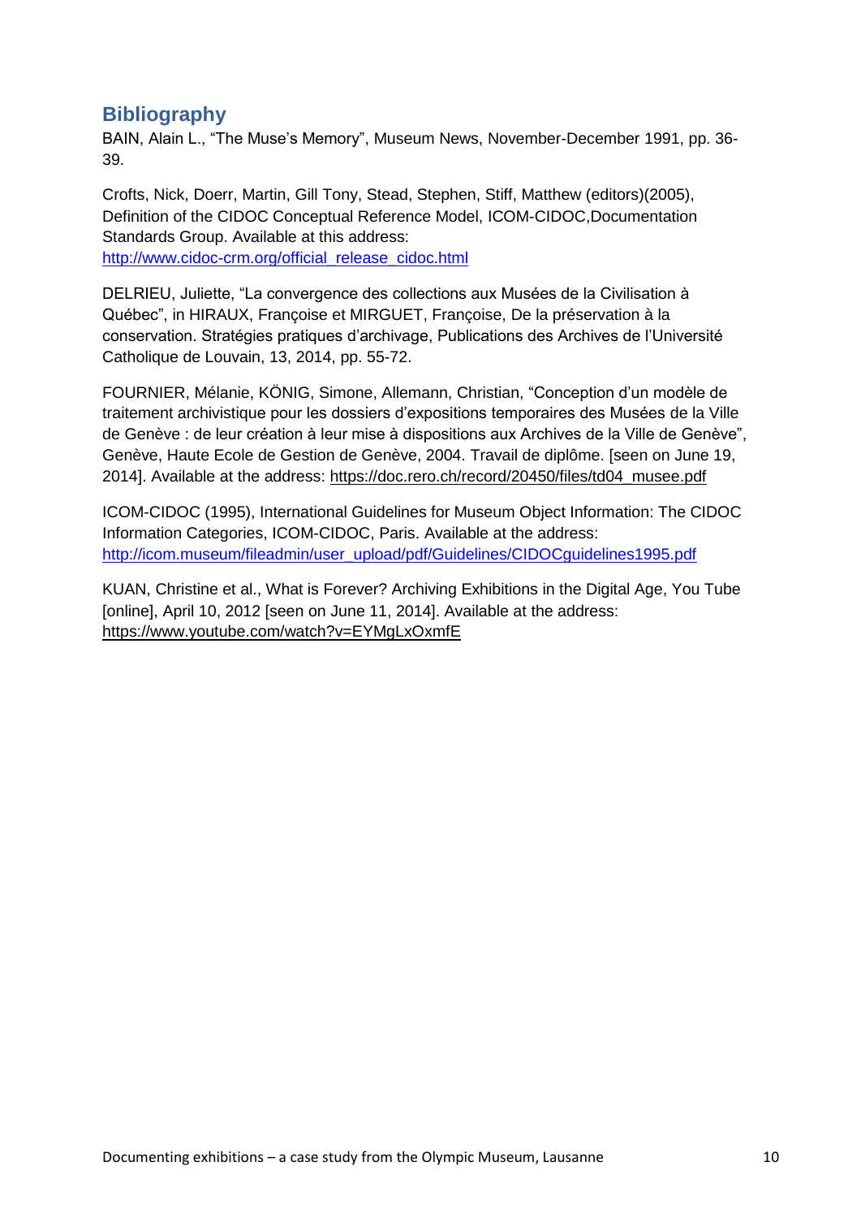## Bibliography

BAIN, Alain L., "The Muse's Memory", Museum News, November-December 1991, pp. 36-39.

Crofts, Nick, Doerr, Martin, Gill Tony, Stead, Stephen, Stiff, Matthew (editors)(2005), Definition of the CIDOC Conceptual Reference Model, ICOM-CIDOC,Documentation Standards Group. Available at this address: http://www.cidoc-crm.org/official_release_cidoc.html

DELRIEU, Juliette, "La convergence des collections aux Musées de la Civilisation à Québec", in HIRAUX, Françoise et MIRGUET, Françoise, De la préservation à la conservation. Stratégies pratiques d'archivage, Publications des Archives de l'Université Catholique de Louvain, 13, 2014, pp. 55-72.

FOURNIER, Mélanie, KÖNIG, Simone, Allemann, Christian, "Conception d'un modèle de traitement archivistique pour les dossiers d'expositions temporaires des Musées de la Ville de Genève : de leur création à leur mise à dispositions aux Archives de la Ville de Genève", Genève, Haute Ecole de Gestion de Genève, 2004. Travail de diplôme. [seen on June 19, 2014]. Available at the address: https://doc.rero.ch/record/20450/files/td04_musee.pdf

ICOM-CIDOC (1995), International Guidelines for Museum Object Information: The CIDOC Information Categories, ICOM-CIDOC, Paris. Available at the address: http://icom.museum/fileadmin/user_upload/pdf/Guidelines/CIDOCguidelines1995.pdf

KUAN, Christine et al., What is Forever? Archiving Exhibitions in the Digital Age, You Tube [online], April 10, 2012 [seen on June 11, 2014]. Available at the address: https://www.youtube.com/watch?v=EYMgLxOxmfE